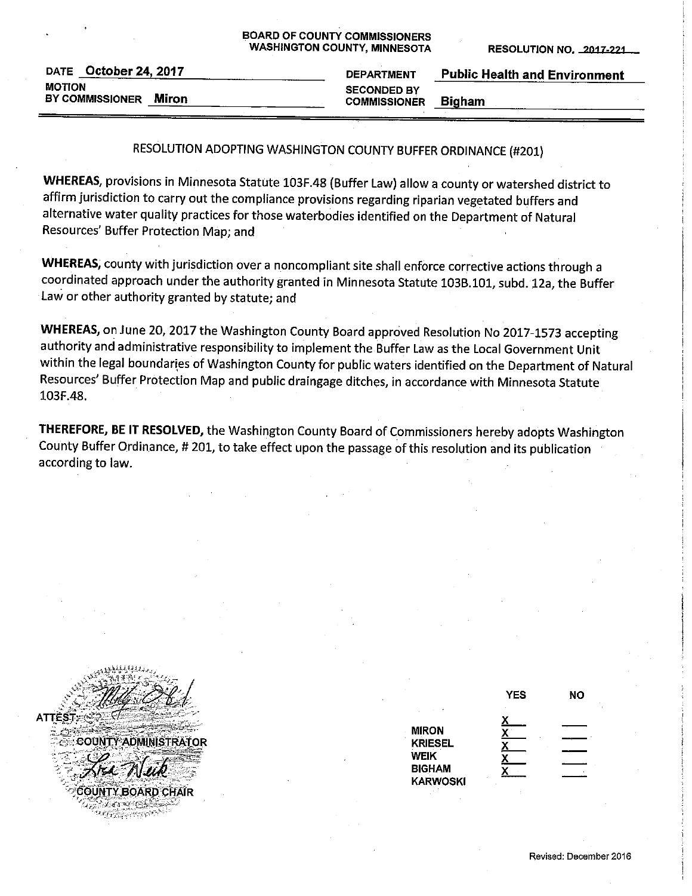**BOARD OF COUNTY COMMISSIONERS**
**WASHINGTON COUNTY, MINNESOTA**

**RESOLUTION NO. 2017-221**

| | | | |
|---|---|---|---|
| **DATE** | **October 24, 2017** | **DEPARTMENT** | **Public Health and Environment** |
| **MOTION BY COMMISSIONER** | **Miron** | **SECONDED BY COMMISSIONER** | **Bigham** |

RESOLUTION ADOPTING WASHINGTON COUNTY BUFFER ORDINANCE (#201)

**WHEREAS,** provisions in Minnesota Statute 103F.48 (Buffer Law) allow a county or watershed district to affirm jurisdiction to carry out the compliance provisions regarding riparian vegetated buffers and alternative water quality practices for those waterbodies identified on the Department of Natural Resources' Buffer Protection Map; and

**WHEREAS,** county with jurisdiction over a noncompliant site shall enforce corrective actions through a coordinated approach under the authority granted in Minnesota Statute 103B.101, subd. 12a, the Buffer Law or other authority granted by statute; and

**WHEREAS,** on June 20, 2017 the Washington County Board approved Resolution No 2017-1573 accepting authority and administrative responsibility to implement the Buffer Law as the Local Government Unit within the legal boundaries of Washington County for public waters identified on the Department of Natural Resources' Buffer Protection Map and public draingage ditches, in accordance with Minnesota Statute 103F.48.

**THEREFORE, BE IT RESOLVED,** the Washington County Board of Commissioners hereby adopts Washington County Buffer Ordinance, # 201, to take effect upon the passage of this resolution and its publication according to law.

ATTEST:

COUNTY ADMINISTRATOR

COUNTY BOARD CHAIR

| | YES | NO |
|---|---|---|
| MIRON | X | |
| KRIESEL | X | |
| WEIK | X | |
| BIGHAM | X | |
| KARWOSKI | X | |

Revised: December 2016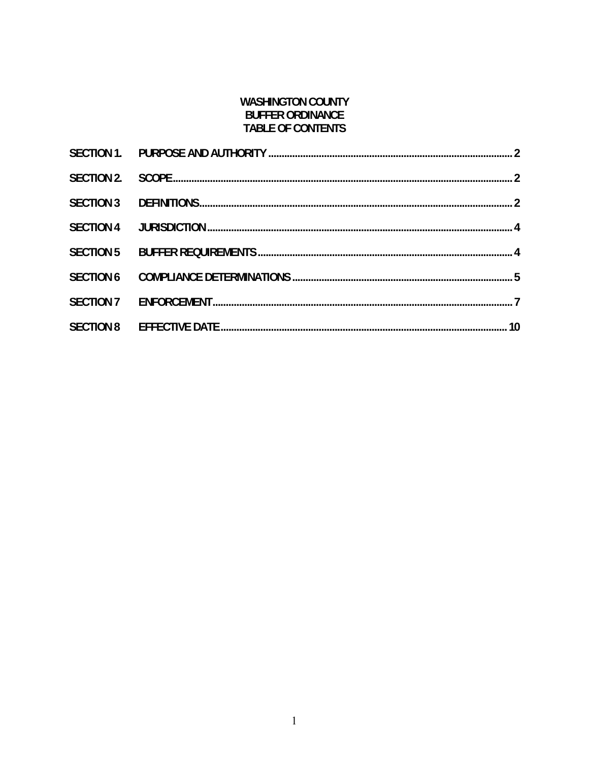# WASHINGTON COUNTY
# BUFFER ORDINANCE
# TABLE OF CONTENTS

| | | |
|---|---|---|
| SECTION 1. | PURPOSE AND AUTHORITY | 2 |
| SECTION 2. | SCOPE | 2 |
| SECTION 3 | DEFINITIONS | 2 |
| SECTION 4 | JURISDICTION | 4 |
| SECTION 5 | BUFFER REQUIREMENTS | 4 |
| SECTION 6 | COMPLIANCE DETERMINATIONS | 5 |
| SECTION 7 | ENFORCEMENT | 7 |
| SECTION 8 | EFFECTIVE DATE | 10 |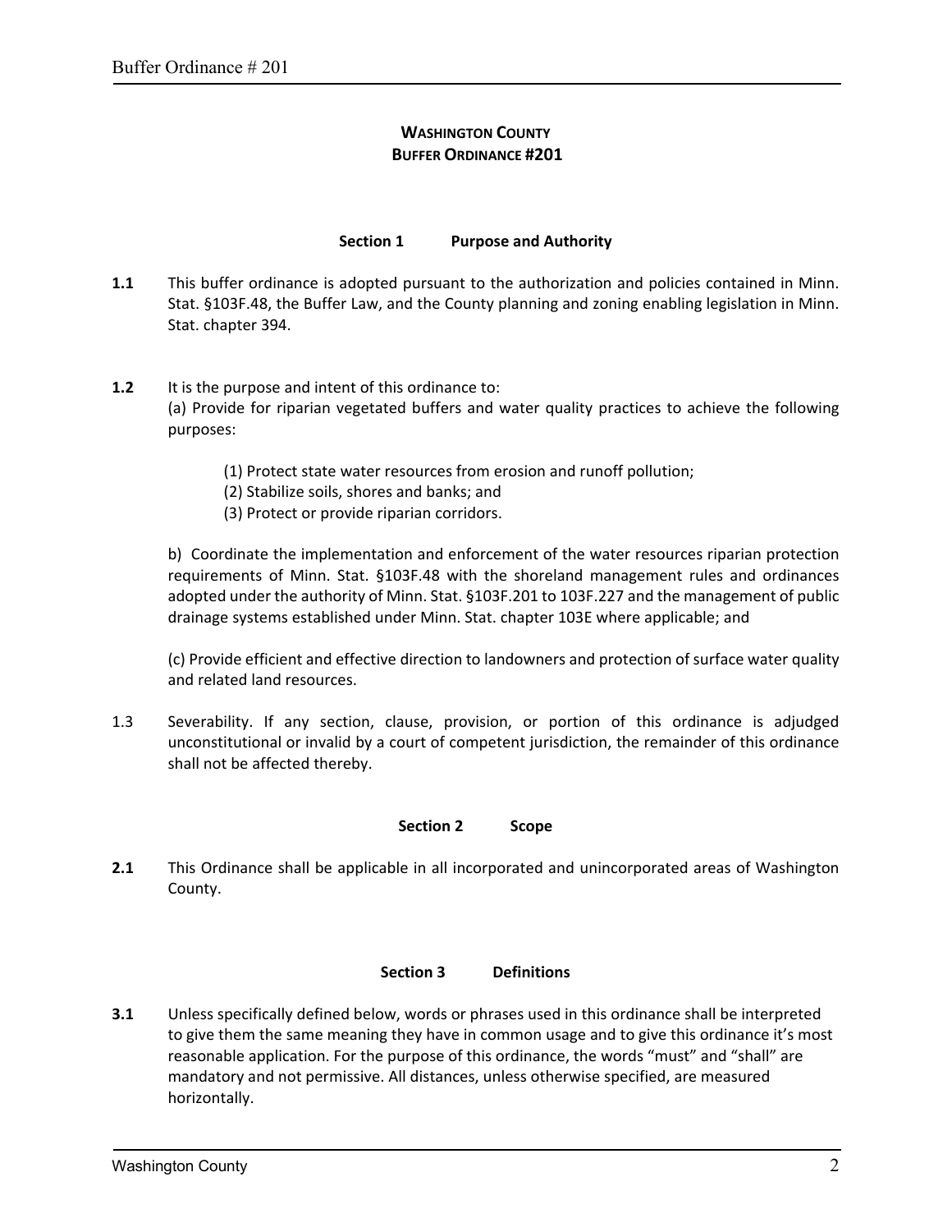## WASHINGTON COUNTY
## BUFFER ORDINANCE #201

### Section 1 Purpose and Authority

**1.1** This buffer ordinance is adopted pursuant to the authorization and policies contained in Minn. Stat. §103F.48, the Buffer Law, and the County planning and zoning enabling legislation in Minn. Stat. chapter 394.

**1.2** It is the purpose and intent of this ordinance to:
(a) Provide for riparian vegetated buffers and water quality practices to achieve the following purposes:

(1) Protect state water resources from erosion and runoff pollution;
(2) Stabilize soils, shores and banks; and
(3) Protect or provide riparian corridors.

b) Coordinate the implementation and enforcement of the water resources riparian protection requirements of Minn. Stat. §103F.48 with the shoreland management rules and ordinances adopted under the authority of Minn. Stat. §103F.201 to 103F.227 and the management of public drainage systems established under Minn. Stat. chapter 103E where applicable; and

(c) Provide efficient and effective direction to landowners and protection of surface water quality and related land resources.

1.3 Severability. If any section, clause, provision, or portion of this ordinance is adjudged unconstitutional or invalid by a court of competent jurisdiction, the remainder of this ordinance shall not be affected thereby.

### Section 2 Scope

**2.1** This Ordinance shall be applicable in all incorporated and unincorporated areas of Washington County.

### Section 3 Definitions

**3.1** Unless specifically defined below, words or phrases used in this ordinance shall be interpreted to give them the same meaning they have in common usage and to give this ordinance it's most reasonable application. For the purpose of this ordinance, the words "must" and "shall" are mandatory and not permissive. All distances, unless otherwise specified, are measured horizontally.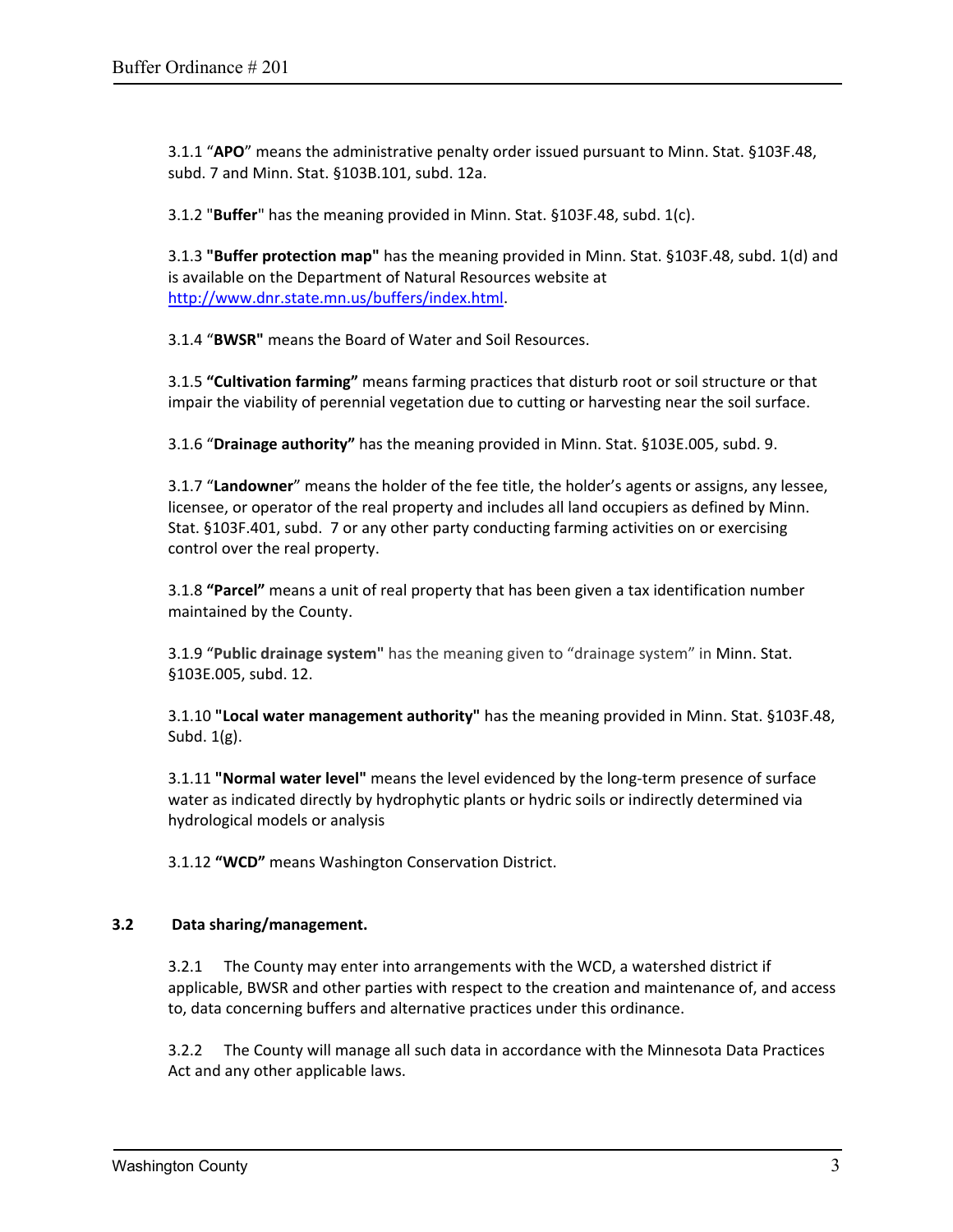3.1.1 "**APO**" means the administrative penalty order issued pursuant to Minn. Stat. §103F.48, subd. 7 and Minn. Stat. §103B.101, subd. 12a.

3.1.2 "**Buffer**" has the meaning provided in Minn. Stat. §103F.48, subd. 1(c).

3.1.3 **"Buffer protection map"** has the meaning provided in Minn. Stat. §103F.48, subd. 1(d) and is available on the Department of Natural Resources website at [http://www.dnr.state.mn.us/buffers/index.html](http://www.dnr.state.mn.us/buffers/index.html).

3.1.4 "**BWSR"** means the Board of Water and Soil Resources.

3.1.5 **"Cultivation farming"** means farming practices that disturb root or soil structure or that impair the viability of perennial vegetation due to cutting or harvesting near the soil surface.

3.1.6 "**Drainage authority"** has the meaning provided in Minn. Stat. §103E.005, subd. 9.

3.1.7 "**Landowner**" means the holder of the fee title, the holder's agents or assigns, any lessee, licensee, or operator of the real property and includes all land occupiers as defined by Minn. Stat. §103F.401, subd. 7 or any other party conducting farming activities on or exercising control over the real property.

3.1.8 **"Parcel"** means a unit of real property that has been given a tax identification number maintained by the County.

3.1.9 "**Public drainage system"** has the meaning given to "drainage system" in Minn. Stat. §103E.005, subd. 12.

3.1.10 **"Local water management authority"** has the meaning provided in Minn. Stat. §103F.48, Subd. 1(g).

3.1.11 **"Normal water level"** means the level evidenced by the long-term presence of surface water as indicated directly by hydrophytic plants or hydric soils or indirectly determined via hydrological models or analysis

3.1.12 **"WCD"** means Washington Conservation District.

**3.2 Data sharing/management.**

3.2.1 The County may enter into arrangements with the WCD, a watershed district if applicable, BWSR and other parties with respect to the creation and maintenance of, and access to, data concerning buffers and alternative practices under this ordinance.

3.2.2 The County will manage all such data in accordance with the Minnesota Data Practices Act and any other applicable laws.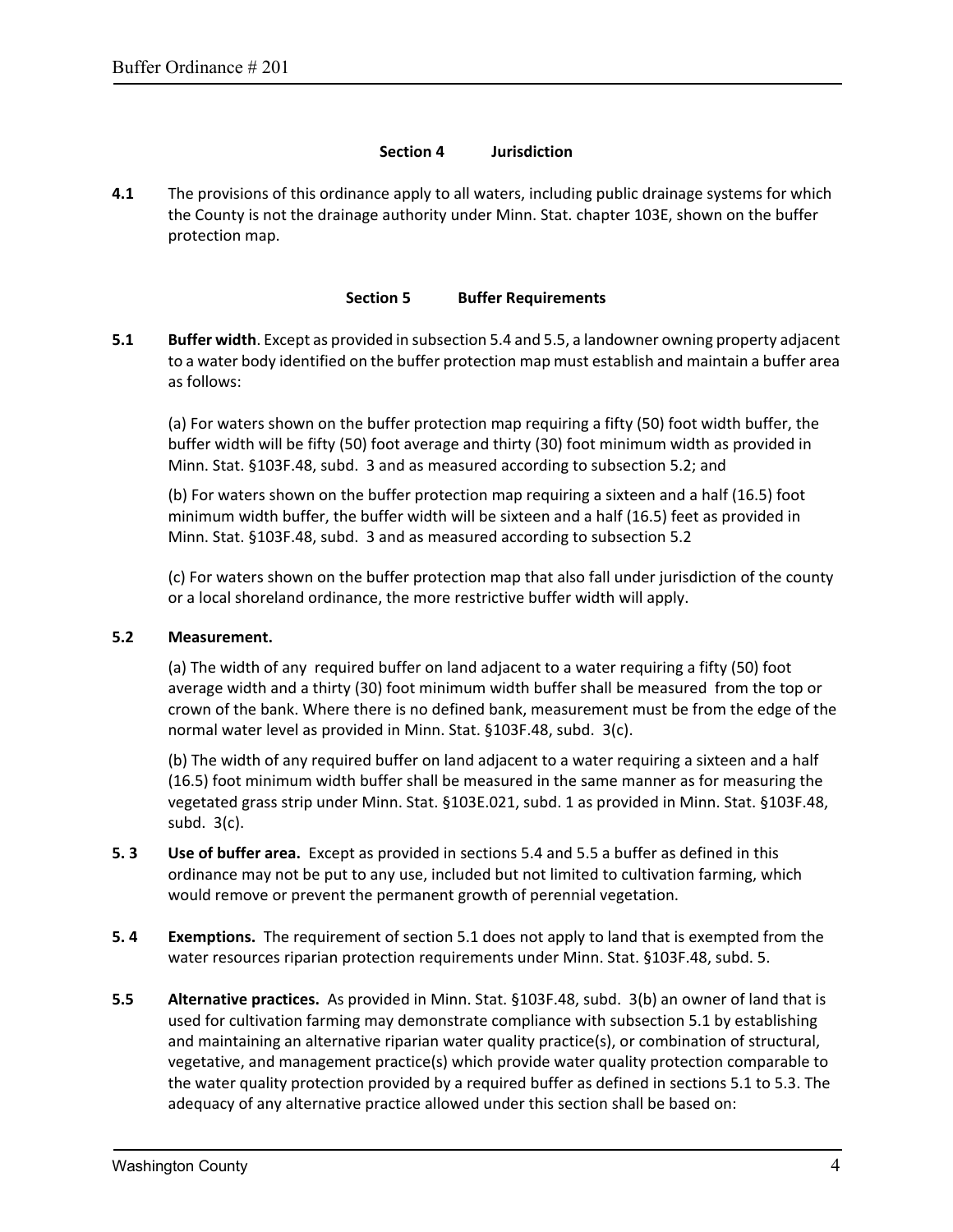## Section 4 Jurisdiction

**4.1** The provisions of this ordinance apply to all waters, including public drainage systems for which the County is not the drainage authority under Minn. Stat. chapter 103E, shown on the buffer protection map.

## Section 5 Buffer Requirements

**5.1** **Buffer width**. Except as provided in subsection 5.4 and 5.5, a landowner owning property adjacent to a water body identified on the buffer protection map must establish and maintain a buffer area as follows:

(a) For waters shown on the buffer protection map requiring a fifty (50) foot width buffer, the buffer width will be fifty (50) foot average and thirty (30) foot minimum width as provided in Minn. Stat. §103F.48, subd. 3 and as measured according to subsection 5.2; and

(b) For waters shown on the buffer protection map requiring a sixteen and a half (16.5) foot minimum width buffer, the buffer width will be sixteen and a half (16.5) feet as provided in Minn. Stat. §103F.48, subd. 3 and as measured according to subsection 5.2

(c) For waters shown on the buffer protection map that also fall under jurisdiction of the county or a local shoreland ordinance, the more restrictive buffer width will apply.

**5.2** **Measurement.**

(a) The width of any required buffer on land adjacent to a water requiring a fifty (50) foot average width and a thirty (30) foot minimum width buffer shall be measured from the top or crown of the bank. Where there is no defined bank, measurement must be from the edge of the normal water level as provided in Minn. Stat. §103F.48, subd. 3(c).

(b) The width of any required buffer on land adjacent to a water requiring a sixteen and a half (16.5) foot minimum width buffer shall be measured in the same manner as for measuring the vegetated grass strip under Minn. Stat. §103E.021, subd. 1 as provided in Minn. Stat. §103F.48, subd. 3(c).

**5. 3** **Use of buffer area.** Except as provided in sections 5.4 and 5.5 a buffer as defined in this ordinance may not be put to any use, included but not limited to cultivation farming, which would remove or prevent the permanent growth of perennial vegetation.

**5. 4** **Exemptions.** The requirement of section 5.1 does not apply to land that is exempted from the water resources riparian protection requirements under Minn. Stat. §103F.48, subd. 5.

**5.5** **Alternative practices.** As provided in Minn. Stat. §103F.48, subd. 3(b) an owner of land that is used for cultivation farming may demonstrate compliance with subsection 5.1 by establishing and maintaining an alternative riparian water quality practice(s), or combination of structural, vegetative, and management practice(s) which provide water quality protection comparable to the water quality protection provided by a required buffer as defined in sections 5.1 to 5.3. The adequacy of any alternative practice allowed under this section shall be based on: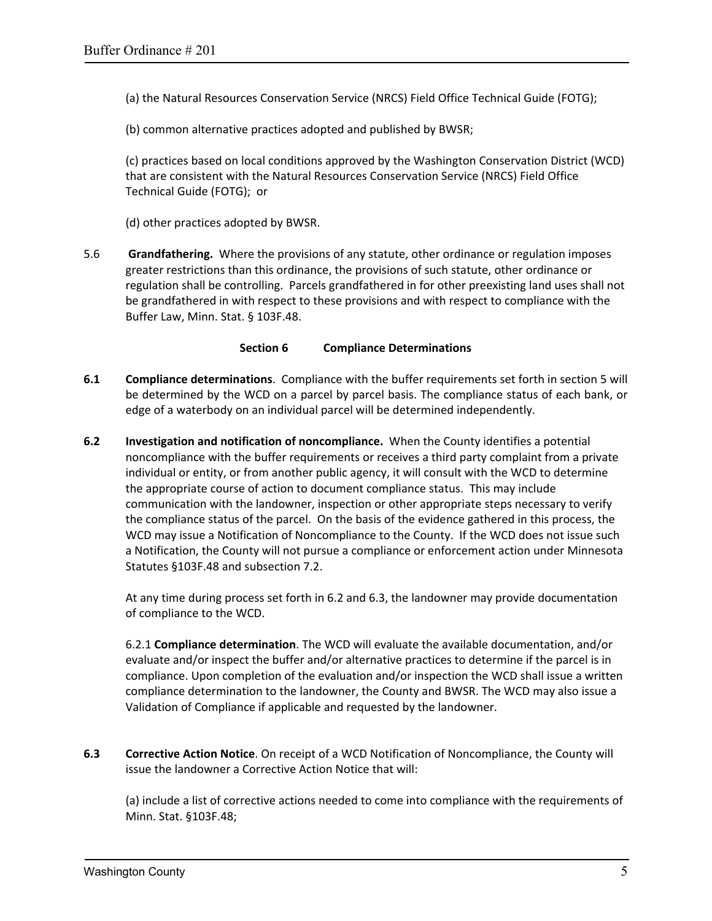(a) the Natural Resources Conservation Service (NRCS) Field Office Technical Guide (FOTG);

(b) common alternative practices adopted and published by BWSR;

(c) practices based on local conditions approved by the Washington Conservation District (WCD) that are consistent with the Natural Resources Conservation Service (NRCS) Field Office Technical Guide (FOTG); or

(d) other practices adopted by BWSR.

5.6 **Grandfathering.** Where the provisions of any statute, other ordinance or regulation imposes greater restrictions than this ordinance, the provisions of such statute, other ordinance or regulation shall be controlling. Parcels grandfathered in for other preexisting land uses shall not be grandfathered in with respect to these provisions and with respect to compliance with the Buffer Law, Minn. Stat. § 103F.48.

## Section 6 Compliance Determinations

**6.1 Compliance determinations**. Compliance with the buffer requirements set forth in section 5 will be determined by the WCD on a parcel by parcel basis. The compliance status of each bank, or edge of a waterbody on an individual parcel will be determined independently.

**6.2 Investigation and notification of noncompliance.** When the County identifies a potential noncompliance with the buffer requirements or receives a third party complaint from a private individual or entity, or from another public agency, it will consult with the WCD to determine the appropriate course of action to document compliance status. This may include communication with the landowner, inspection or other appropriate steps necessary to verify the compliance status of the parcel. On the basis of the evidence gathered in this process, the WCD may issue a Notification of Noncompliance to the County. If the WCD does not issue such a Notification, the County will not pursue a compliance or enforcement action under Minnesota Statutes §103F.48 and subsection 7.2.

At any time during process set forth in 6.2 and 6.3, the landowner may provide documentation of compliance to the WCD.

6.2.1 **Compliance determination**. The WCD will evaluate the available documentation, and/or evaluate and/or inspect the buffer and/or alternative practices to determine if the parcel is in compliance. Upon completion of the evaluation and/or inspection the WCD shall issue a written compliance determination to the landowner, the County and BWSR. The WCD may also issue a Validation of Compliance if applicable and requested by the landowner.

**6.3 Corrective Action Notice**. On receipt of a WCD Notification of Noncompliance, the County will issue the landowner a Corrective Action Notice that will:

(a) include a list of corrective actions needed to come into compliance with the requirements of Minn. Stat. §103F.48;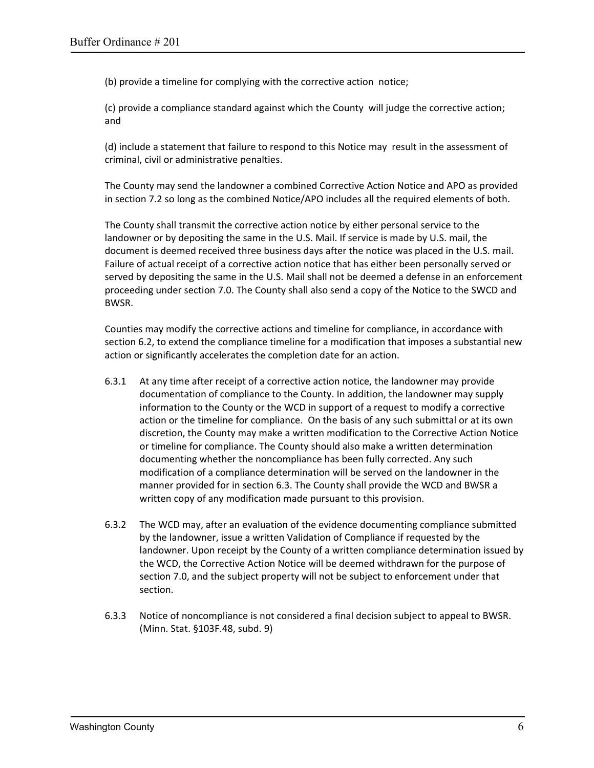(b) provide a timeline for complying with the corrective action notice;

(c) provide a compliance standard against which the County will judge the corrective action; and

(d) include a statement that failure to respond to this Notice may result in the assessment of criminal, civil or administrative penalties.

The County may send the landowner a combined Corrective Action Notice and APO as provided in section 7.2 so long as the combined Notice/APO includes all the required elements of both.

The County shall transmit the corrective action notice by either personal service to the landowner or by depositing the same in the U.S. Mail. If service is made by U.S. mail, the document is deemed received three business days after the notice was placed in the U.S. mail. Failure of actual receipt of a corrective action notice that has either been personally served or served by depositing the same in the U.S. Mail shall not be deemed a defense in an enforcement proceeding under section 7.0. The County shall also send a copy of the Notice to the SWCD and BWSR.

Counties may modify the corrective actions and timeline for compliance, in accordance with section 6.2, to extend the compliance timeline for a modification that imposes a substantial new action or significantly accelerates the completion date for an action.

6.3.1 At any time after receipt of a corrective action notice, the landowner may provide documentation of compliance to the County. In addition, the landowner may supply information to the County or the WCD in support of a request to modify a corrective action or the timeline for compliance. On the basis of any such submittal or at its own discretion, the County may make a written modification to the Corrective Action Notice or timeline for compliance. The County should also make a written determination documenting whether the noncompliance has been fully corrected. Any such modification of a compliance determination will be served on the landowner in the manner provided for in section 6.3. The County shall provide the WCD and BWSR a written copy of any modification made pursuant to this provision.

6.3.2 The WCD may, after an evaluation of the evidence documenting compliance submitted by the landowner, issue a written Validation of Compliance if requested by the landowner. Upon receipt by the County of a written compliance determination issued by the WCD, the Corrective Action Notice will be deemed withdrawn for the purpose of section 7.0, and the subject property will not be subject to enforcement under that section.

6.3.3 Notice of noncompliance is not considered a final decision subject to appeal to BWSR. (Minn. Stat. §103F.48, subd. 9)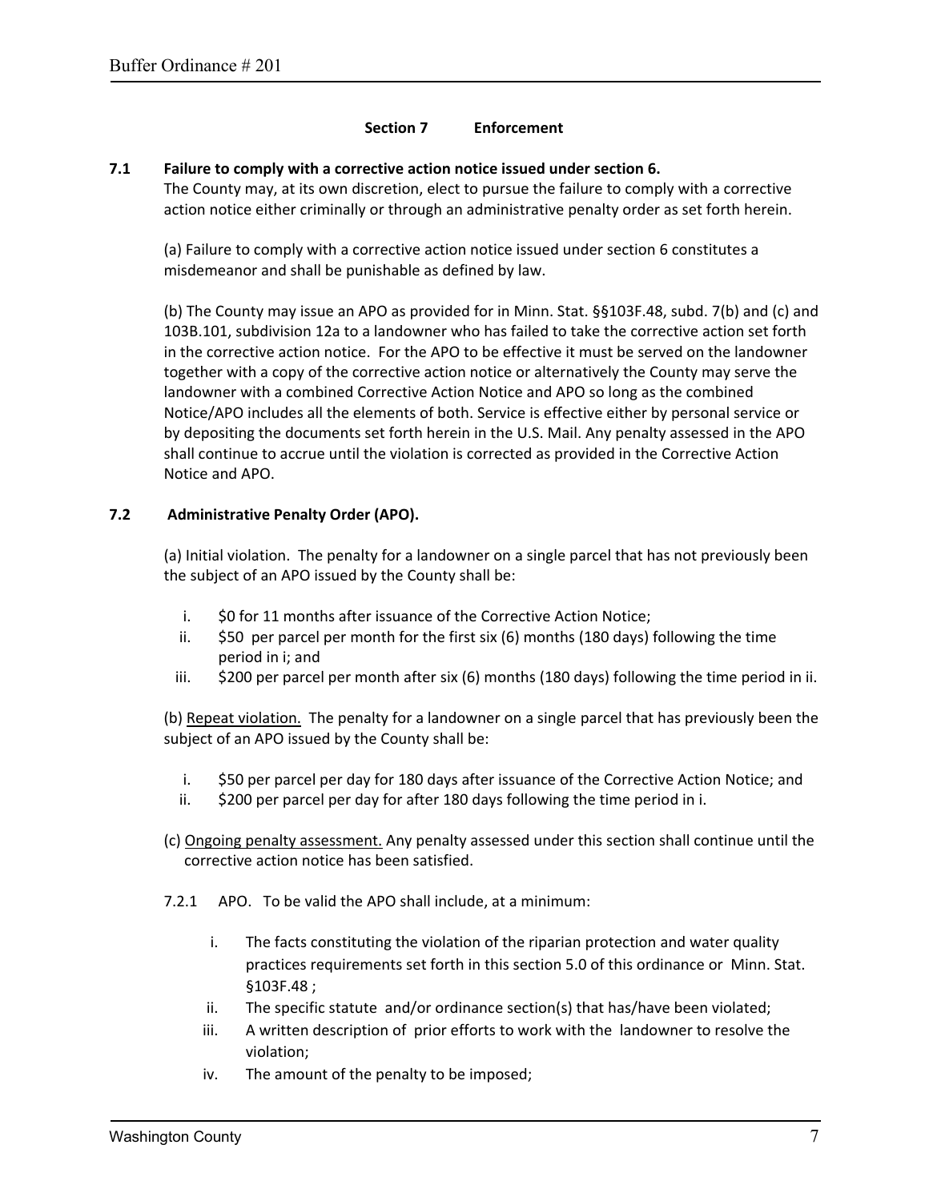## Section 7 Enforcement

### 7.1 Failure to comply with a corrective action notice issued under section 6.

The County may, at its own discretion, elect to pursue the failure to comply with a corrective action notice either criminally or through an administrative penalty order as set forth herein.

(a) Failure to comply with a corrective action notice issued under section 6 constitutes a misdemeanor and shall be punishable as defined by law.

(b) The County may issue an APO as provided for in Minn. Stat. §§103F.48, subd. 7(b) and (c) and 103B.101, subdivision 12a to a landowner who has failed to take the corrective action set forth in the corrective action notice. For the APO to be effective it must be served on the landowner together with a copy of the corrective action notice or alternatively the County may serve the landowner with a combined Corrective Action Notice and APO so long as the combined Notice/APO includes all the elements of both. Service is effective either by personal service or by depositing the documents set forth herein in the U.S. Mail. Any penalty assessed in the APO shall continue to accrue until the violation is corrected as provided in the Corrective Action Notice and APO.

### 7.2 Administrative Penalty Order (APO).

(a) Initial violation. The penalty for a landowner on a single parcel that has not previously been the subject of an APO issued by the County shall be:

i. $0 for 11 months after issuance of the Corrective Action Notice;
ii. $50 per parcel per month for the first six (6) months (180 days) following the time period in i; and
iii. $200 per parcel per month after six (6) months (180 days) following the time period in ii.

(b) Repeat violation. The penalty for a landowner on a single parcel that has previously been the subject of an APO issued by the County shall be:

i. $50 per parcel per day for 180 days after issuance of the Corrective Action Notice; and
ii. $200 per parcel per day for after 180 days following the time period in i.

(c) Ongoing penalty assessment. Any penalty assessed under this section shall continue until the corrective action notice has been satisfied.

7.2.1 APO. To be valid the APO shall include, at a minimum:

i. The facts constituting the violation of the riparian protection and water quality practices requirements set forth in this section 5.0 of this ordinance or Minn. Stat. §103F.48 ;
ii. The specific statute and/or ordinance section(s) that has/have been violated;
iii. A written description of prior efforts to work with the landowner to resolve the violation;
iv. The amount of the penalty to be imposed;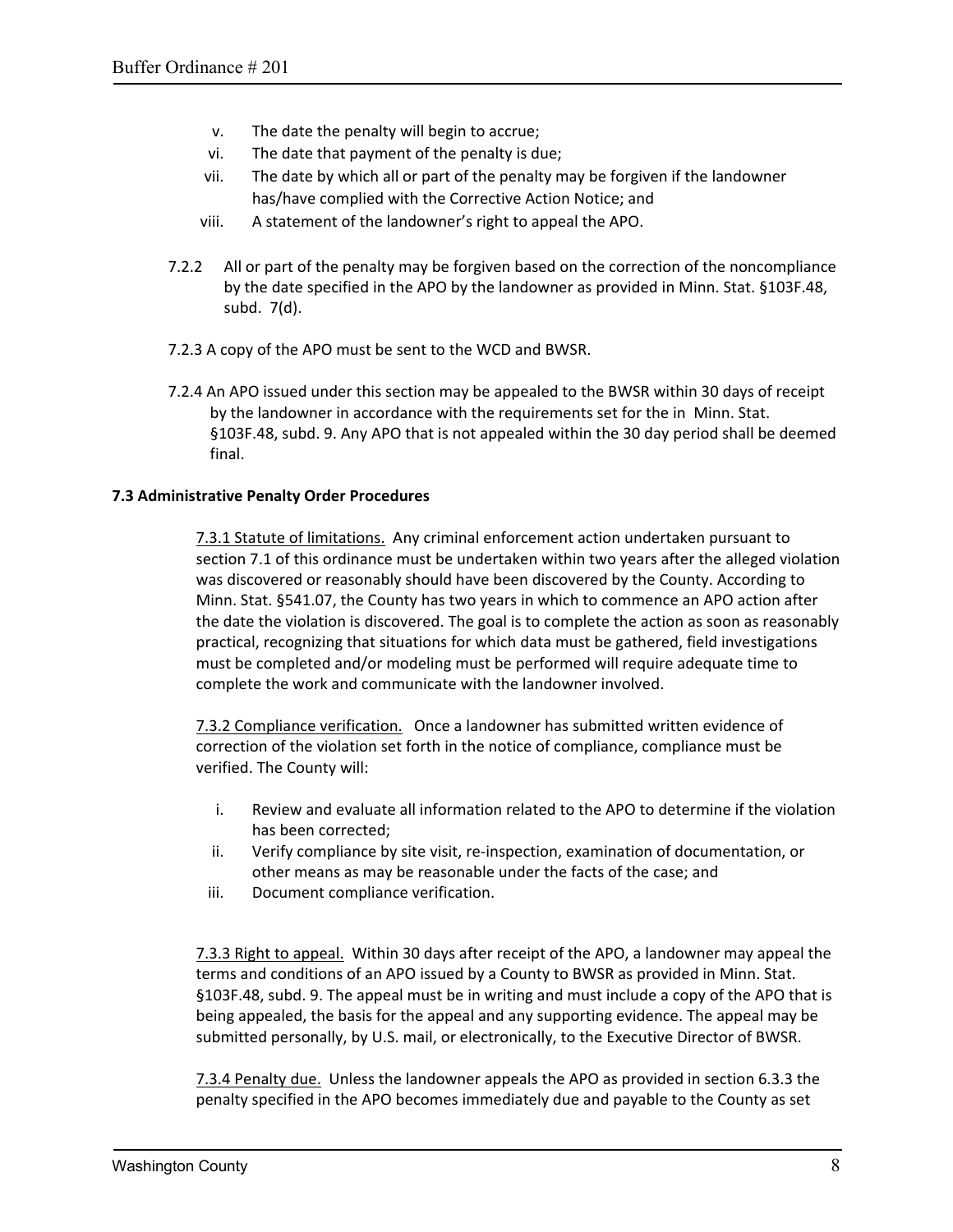v. The date the penalty will begin to accrue;
vi. The date that payment of the penalty is due;
vii. The date by which all or part of the penalty may be forgiven if the landowner has/have complied with the Corrective Action Notice; and
viii. A statement of the landowner's right to appeal the APO.

7.2.2 All or part of the penalty may be forgiven based on the correction of the noncompliance by the date specified in the APO by the landowner as provided in Minn. Stat. §103F.48, subd. 7(d).

7.2.3 A copy of the APO must be sent to the WCD and BWSR.

7.2.4 An APO issued under this section may be appealed to the BWSR within 30 days of receipt by the landowner in accordance with the requirements set for the in Minn. Stat. §103F.48, subd. 9. Any APO that is not appealed within the 30 day period shall be deemed final.

**7.3 Administrative Penalty Order Procedures**

7.3.1 Statute of limitations. Any criminal enforcement action undertaken pursuant to section 7.1 of this ordinance must be undertaken within two years after the alleged violation was discovered or reasonably should have been discovered by the County. According to Minn. Stat. §541.07, the County has two years in which to commence an APO action after the date the violation is discovered. The goal is to complete the action as soon as reasonably practical, recognizing that situations for which data must be gathered, field investigations must be completed and/or modeling must be performed will require adequate time to complete the work and communicate with the landowner involved.

7.3.2 Compliance verification. Once a landowner has submitted written evidence of correction of the violation set forth in the notice of compliance, compliance must be verified. The County will:

i. Review and evaluate all information related to the APO to determine if the violation has been corrected;
ii. Verify compliance by site visit, re-inspection, examination of documentation, or other means as may be reasonable under the facts of the case; and
iii. Document compliance verification.

7.3.3 Right to appeal. Within 30 days after receipt of the APO, a landowner may appeal the terms and conditions of an APO issued by a County to BWSR as provided in Minn. Stat. §103F.48, subd. 9. The appeal must be in writing and must include a copy of the APO that is being appealed, the basis for the appeal and any supporting evidence. The appeal may be submitted personally, by U.S. mail, or electronically, to the Executive Director of BWSR.

7.3.4 Penalty due. Unless the landowner appeals the APO as provided in section 6.3.3 the penalty specified in the APO becomes immediately due and payable to the County as set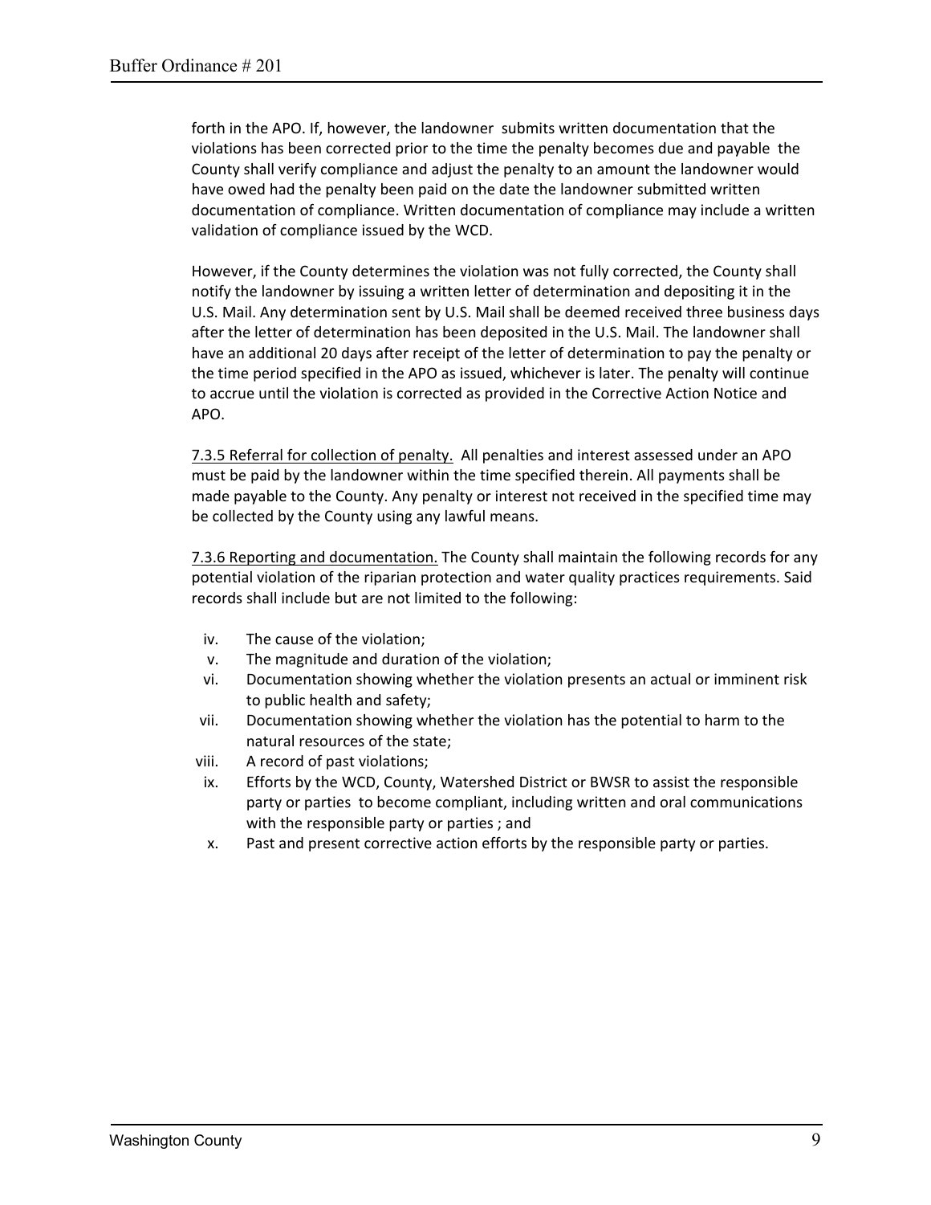forth in the APO. If, however, the landowner submits written documentation that the violations has been corrected prior to the time the penalty becomes due and payable the County shall verify compliance and adjust the penalty to an amount the landowner would have owed had the penalty been paid on the date the landowner submitted written documentation of compliance. Written documentation of compliance may include a written validation of compliance issued by the WCD.

However, if the County determines the violation was not fully corrected, the County shall notify the landowner by issuing a written letter of determination and depositing it in the U.S. Mail. Any determination sent by U.S. Mail shall be deemed received three business days after the letter of determination has been deposited in the U.S. Mail. The landowner shall have an additional 20 days after receipt of the letter of determination to pay the penalty or the time period specified in the APO as issued, whichever is later. The penalty will continue to accrue until the violation is corrected as provided in the Corrective Action Notice and APO.

<u>7.3.5 Referral for collection of penalty.</u> All penalties and interest assessed under an APO must be paid by the landowner within the time specified therein. All payments shall be made payable to the County. Any penalty or interest not received in the specified time may be collected by the County using any lawful means.

<u>7.3.6 Reporting and documentation.</u> The County shall maintain the following records for any potential violation of the riparian protection and water quality practices requirements. Said records shall include but are not limited to the following:

iv. The cause of the violation;
v. The magnitude and duration of the violation;
vi. Documentation showing whether the violation presents an actual or imminent risk to public health and safety;
vii. Documentation showing whether the violation has the potential to harm to the natural resources of the state;
viii. A record of past violations;
ix. Efforts by the WCD, County, Watershed District or BWSR to assist the responsible party or parties to become compliant, including written and oral communications with the responsible party or parties ; and
x. Past and present corrective action efforts by the responsible party or parties.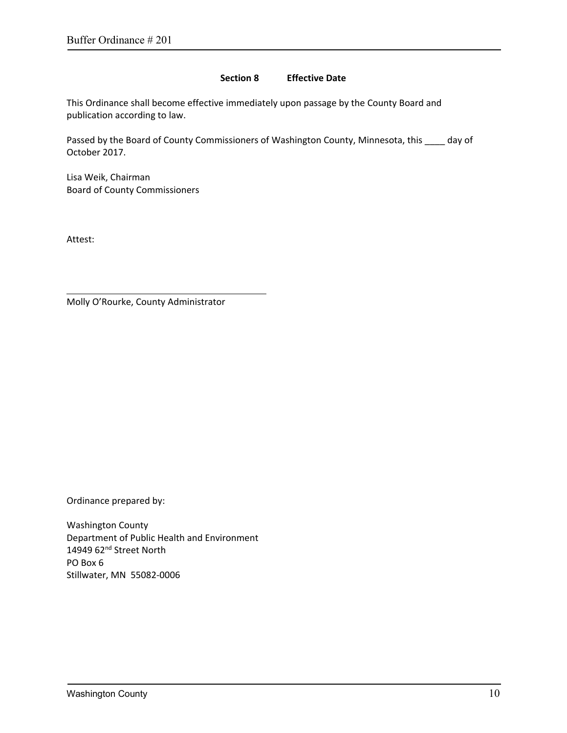## Section 8 Effective Date

This Ordinance shall become effective immediately upon passage by the County Board and publication according to law.

Passed by the Board of County Commissioners of Washington County, Minnesota, this ____ day of October 2017.

Lisa Weik, Chairman
Board of County Commissioners

Attest:

______________________________
Molly O'Rourke, County Administrator

Ordinance prepared by:

Washington County
Department of Public Health and Environment
14949 62nd Street North
PO Box 6
Stillwater, MN 55082-0006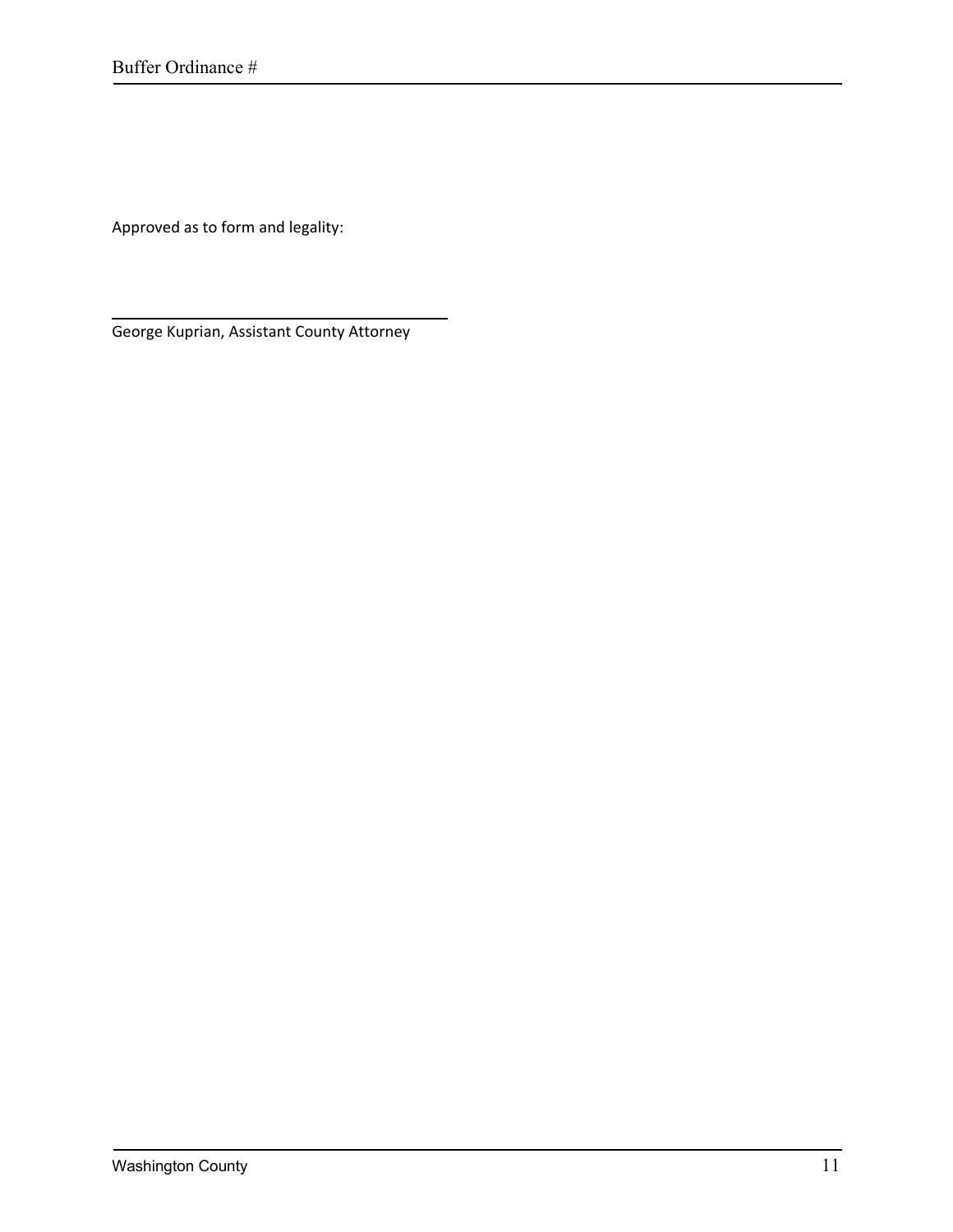Approved as to form and legality:

\_\_\_\_\_\_\_\_\_\_\_\_\_\_\_\_\_\_\_\_\_\_\_\_\_\_\_\_\_\_\_\_\_\_\_\_

George Kuprian, Assistant County Attorney